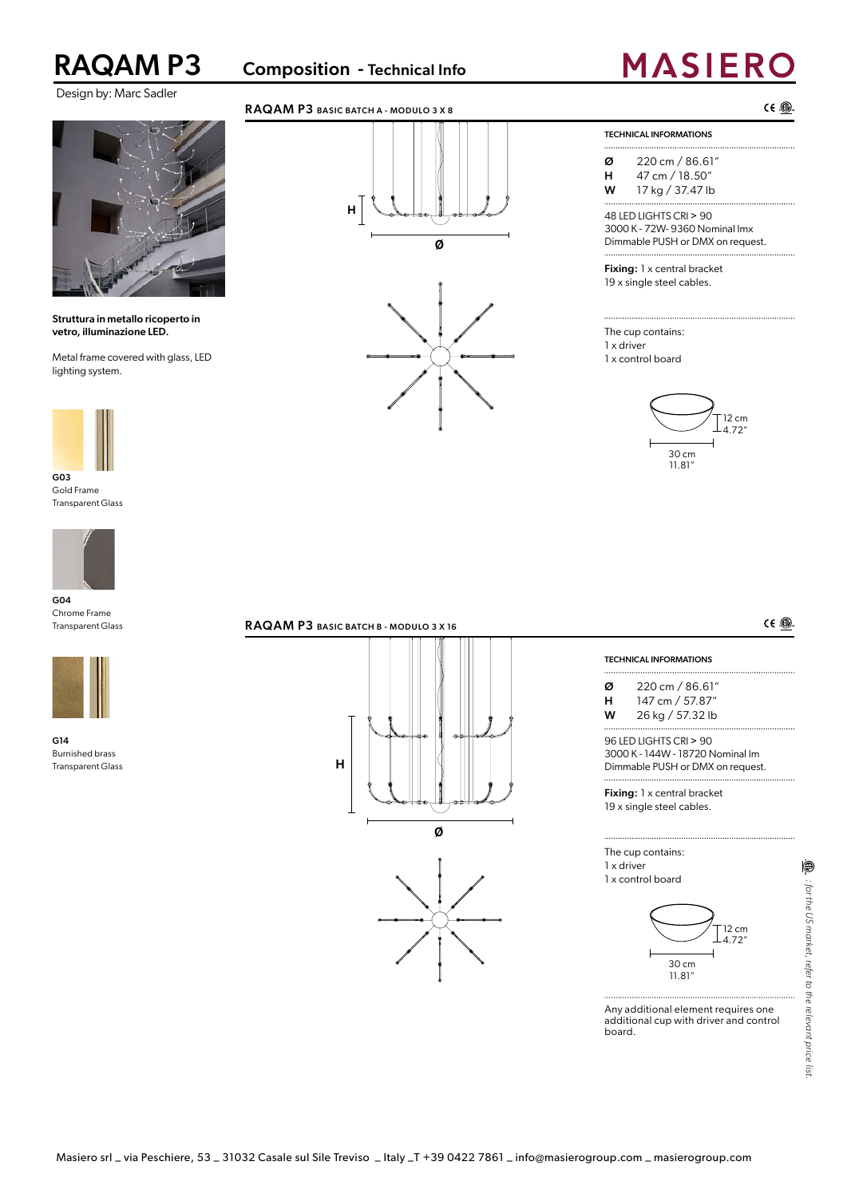# RAQAM P3

## Composition - Technical Info

**MASIERO**

Design by: Marc Sadler

**Struttura in metallo ricoperto in vetro, illuminazione LED.**

Metal frame covered with glass, LED lighting system.

**G03**
Gold Frame
Transparent Glass

**G04**
Chrome Frame
Transparent Glass

**G14**
Burnished brass
Transparent Glass

### RAQAM P3 BASIC BATCH A - MODULO 3 X 8

H

Ø

TECHNICAL INFORMATIONS

| | |
|---|---|
| **Ø** | 220 cm / 86.61" |
| **H** | 47 cm / 18.50" |
| **W** | 17 kg / 37.47 lb |

48 LED LIGHTS CRI > 90
3000 K - 72W- 9360 Nominal lmx
Dimmable PUSH or DMX on request.

**Fixing:** 1 x central bracket
19 x single steel cables.

The cup contains:
1 x driver
1 x control board

12 cm
4.72"

30 cm
11.81"

### RAQAM P3 BASIC BATCH B - MODULO 3 X 16

H

Ø

TECHNICAL INFORMATIONS

| | |
|---|---|
| **Ø** | 220 cm / 86.61" |
| **H** | 147 cm / 57.87" |
| **W** | 26 kg / 57.32 lb |

96 LED LIGHTS CRI > 90
3000 K - 144W - 18720 Nominal lm
Dimmable PUSH or DMX on request.

**Fixing:** 1 x central bracket
19 x single steel cables.

The cup contains:
1 x driver
1 x control board

12 cm
4.72"

30 cm
11.81"

Any additional element requires one additional cup with driver and control board.

*: for the US market, refer to the relevant price list.*

Masiero srl _ via Peschiere, 53 _ 31032 Casale sul Sile Treviso _ Italy _T +39 0422 7861 _ info@masierogroup.com _ masierogroup.com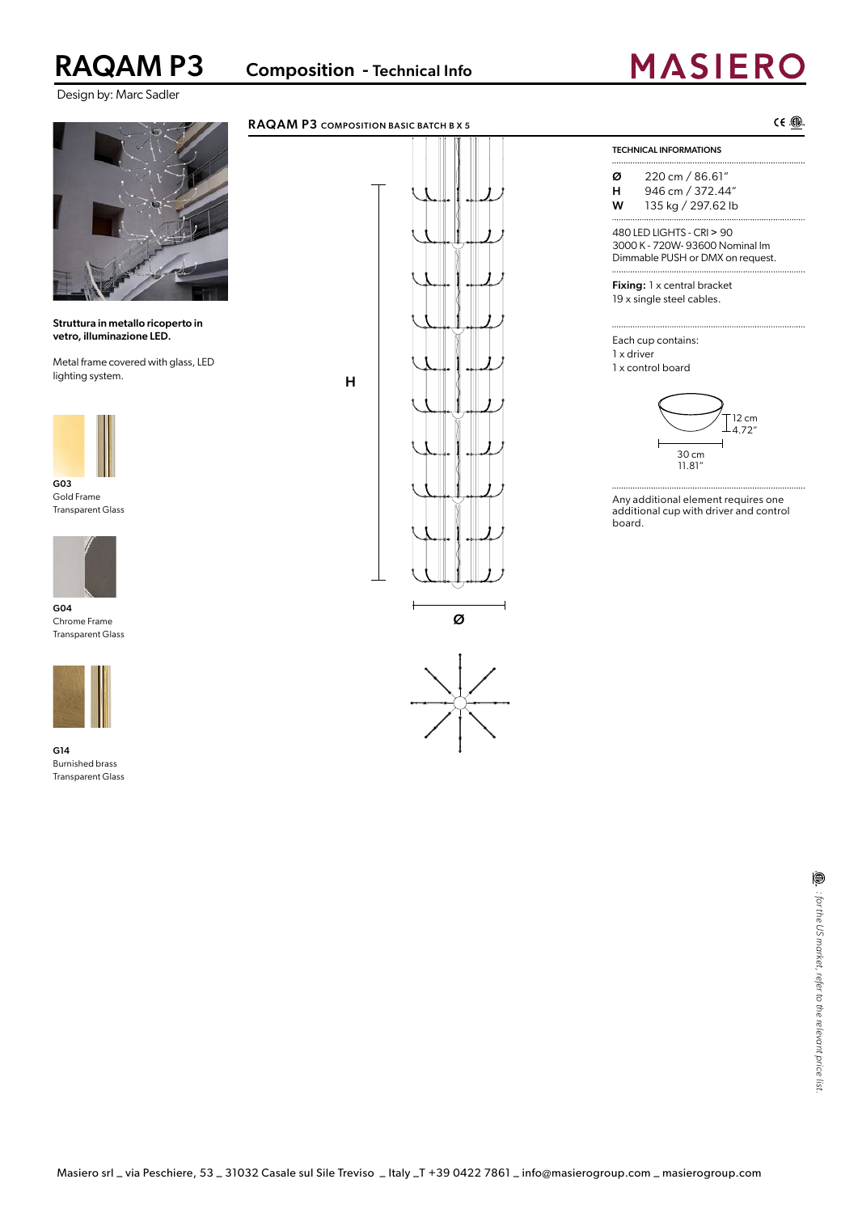# RAQAM P3

## Composition - Technical Info

MASIERO

Design by: Marc Sadler

**Struttura in metallo ricoperto in vetro, illuminazione LED.**

Metal frame covered with glass, LED lighting system.

**G03**
Gold Frame
Transparent Glass

**G04**
Chrome Frame
Transparent Glass

**G14**
Burnished brass
Transparent Glass

### RAQAM P3 COMPOSITION BASIC BATCH B X 5

H

Ø

CE

TECHNICAL INFORMATIONS

| | |
|---|---|
| Ø | 220 cm / 86.61" |
| H | 946 cm / 372.44" |
| W | 135 kg / 297.62 lb |

480 LED LIGHTS - CRI > 90
3000 K - 720W- 93600 Nominal lm
Dimmable PUSH or DMX on request.

**Fixing:** 1 x central bracket
19 x single steel cables.

Each cup contains:
1 x driver
1 x control board

12 cm
4.72"

30 cm
11.81"

Any additional element requires one additional cup with driver and control board.

*: for the US market, refer to the relevant price list.*

Masiero srl _ via Peschiere, 53 _ 31032 Casale sul Sile Treviso _ Italy _T +39 0422 7861 _ info@masierogroup.com _ masierogroup.com